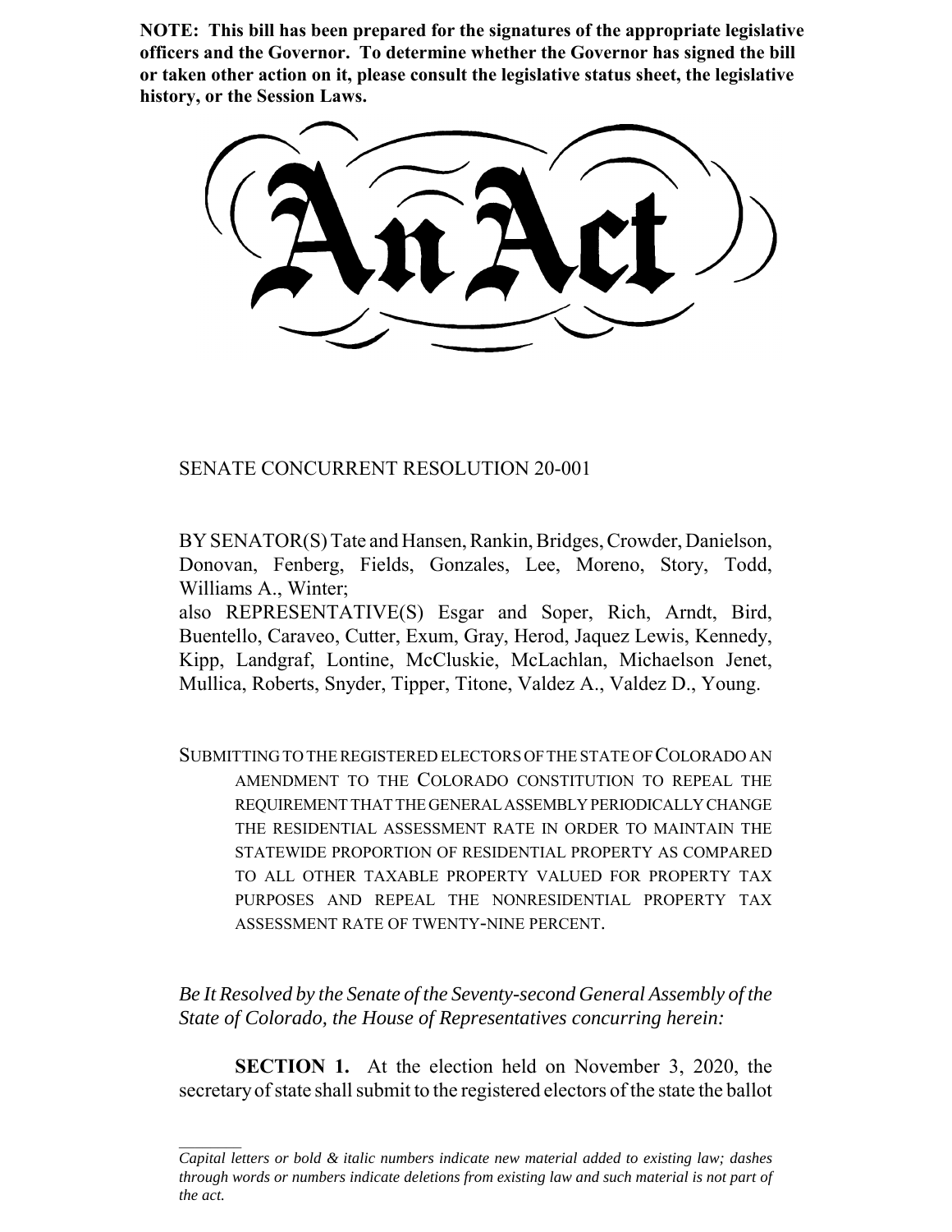**NOTE: This bill has been prepared for the signatures of the appropriate legislative officers and the Governor. To determine whether the Governor has signed the bill or taken other action on it, please consult the legislative status sheet, the legislative history, or the Session Laws.**

# An Act

SENATE CONCURRENT RESOLUTION 20-001

BY SENATOR(S) Tate and Hansen, Rankin, Bridges, Crowder, Danielson, Donovan, Fenberg, Fields, Gonzales, Lee, Moreno, Story, Todd, Williams A., Winter;
also REPRESENTATIVE(S) Esgar and Soper, Rich, Arndt, Bird, Buentello, Caraveo, Cutter, Exum, Gray, Herod, Jaquez Lewis, Kennedy, Kipp, Landgraf, Lontine, McCluskie, McLachlan, Michaelson Jenet, Mullica, Roberts, Snyder, Tipper, Titone, Valdez A., Valdez D., Young.

SUBMITTING TO THE REGISTERED ELECTORS OF THE STATE OF COLORADO AN AMENDMENT TO THE COLORADO CONSTITUTION TO REPEAL THE REQUIREMENT THAT THE GENERAL ASSEMBLY PERIODICALLY CHANGE THE RESIDENTIAL ASSESSMENT RATE IN ORDER TO MAINTAIN THE STATEWIDE PROPORTION OF RESIDENTIAL PROPERTY AS COMPARED TO ALL OTHER TAXABLE PROPERTY VALUED FOR PROPERTY TAX PURPOSES AND REPEAL THE NONRESIDENTIAL PROPERTY TAX ASSESSMENT RATE OF TWENTY-NINE PERCENT.

*Be It Resolved by the Senate of the Seventy-second General Assembly of the State of Colorado, the House of Representatives concurring herein:*

**SECTION 1.** At the election held on November 3, 2020, the secretary of state shall submit to the registered electors of the state the ballot

*Capital letters or bold & italic numbers indicate new material added to existing law; dashes through words or numbers indicate deletions from existing law and such material is not part of the act.*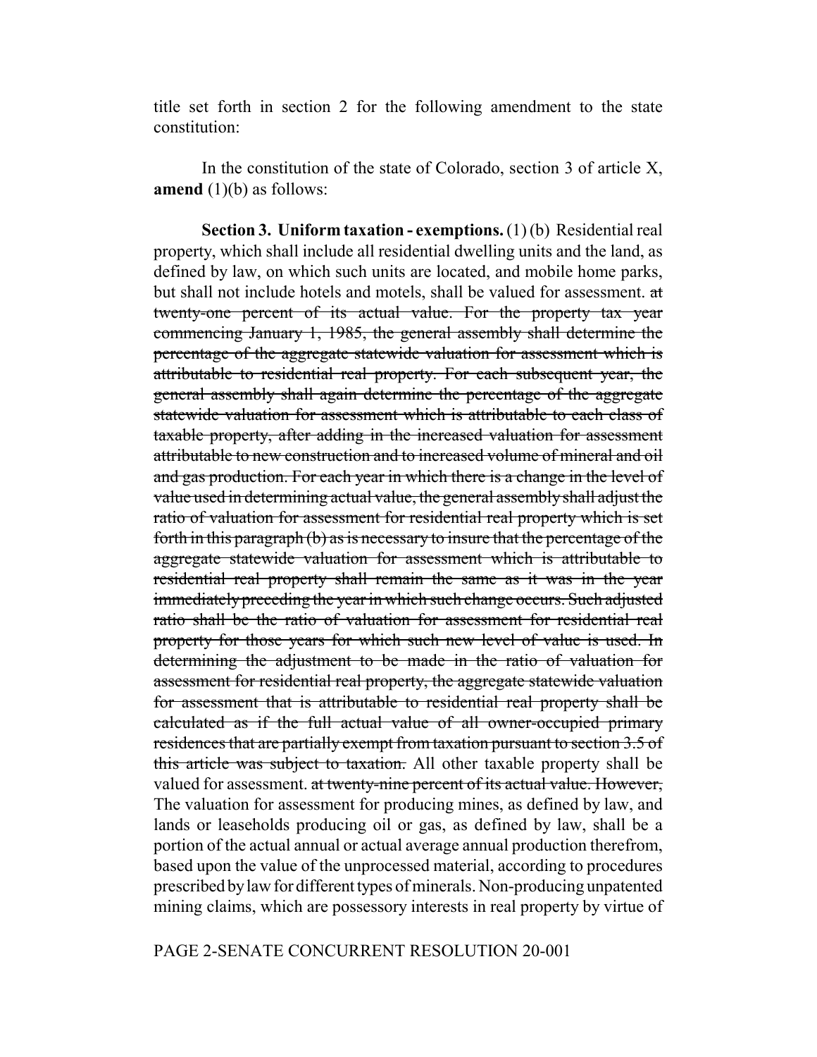title set forth in section 2 for the following amendment to the state constitution:

In the constitution of the state of Colorado, section 3 of article X, **amend** (1)(b) as follows:

**Section 3. Uniform taxation - exemptions.** (1) (b) Residential real property, which shall include all residential dwelling units and the land, as defined by law, on which such units are located, and mobile home parks, but shall not include hotels and motels, shall be valued for assessment. ~~at twenty-one percent of its actual value. For the property tax year commencing January 1, 1985, the general assembly shall determine the percentage of the aggregate statewide valuation for assessment which is attributable to residential real property. For each subsequent year, the general assembly shall again determine the percentage of the aggregate statewide valuation for assessment which is attributable to each class of taxable property, after adding in the increased valuation for assessment attributable to new construction and to increased volume of mineral and oil and gas production. For each year in which there is a change in the level of value used in determining actual value, the general assembly shall adjust the ratio of valuation for assessment for residential real property which is set forth in this paragraph (b) as is necessary to insure that the percentage of the aggregate statewide valuation for assessment which is attributable to residential real property shall remain the same as it was in the year immediately preceding the year in which such change occurs. Such adjusted ratio shall be the ratio of valuation for assessment for residential real property for those years for which such new level of value is used. In determining the adjustment to be made in the ratio of valuation for assessment for residential real property, the aggregate statewide valuation for assessment that is attributable to residential real property shall be calculated as if the full actual value of all owner-occupied primary residences that are partially exempt from taxation pursuant to section 3.5 of this article was subject to taxation.~~ All other taxable property shall be valued for assessment. ~~at twenty-nine percent of its actual value. However,~~ The valuation for assessment for producing mines, as defined by law, and lands or leaseholds producing oil or gas, as defined by law, shall be a portion of the actual annual or actual average annual production therefrom, based upon the value of the unprocessed material, according to procedures prescribed by law for different types of minerals. Non-producing unpatented mining claims, which are possessory interests in real property by virtue of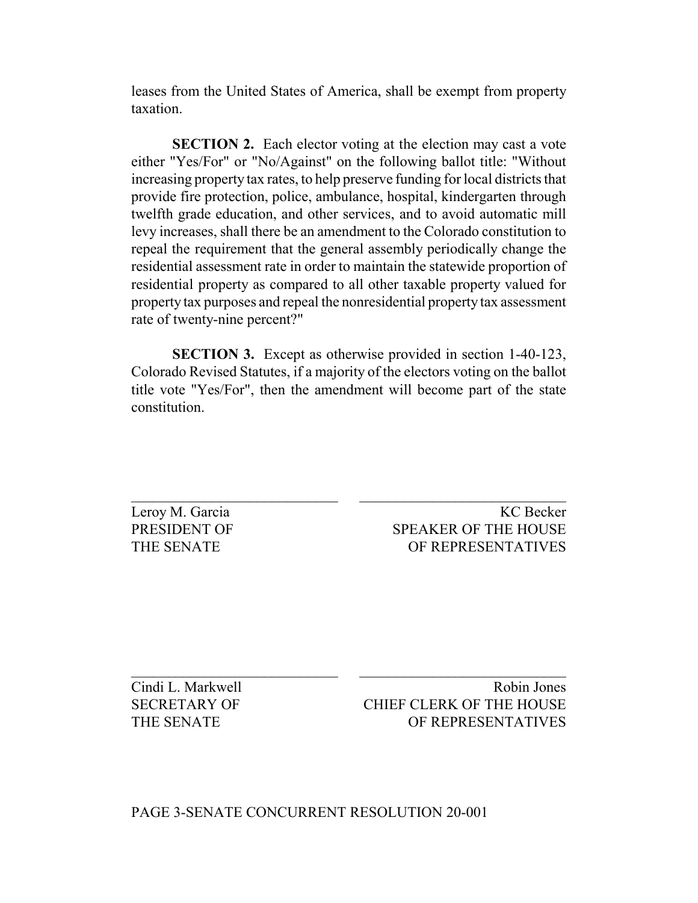leases from the United States of America, shall be exempt from property taxation.

**SECTION 2.** Each elector voting at the election may cast a vote either "Yes/For" or "No/Against" on the following ballot title: "Without increasing property tax rates, to help preserve funding for local districts that provide fire protection, police, ambulance, hospital, kindergarten through twelfth grade education, and other services, and to avoid automatic mill levy increases, shall there be an amendment to the Colorado constitution to repeal the requirement that the general assembly periodically change the residential assessment rate in order to maintain the statewide proportion of residential property as compared to all other taxable property valued for property tax purposes and repeal the nonresidential property tax assessment rate of twenty-nine percent?"

**SECTION 3.** Except as otherwise provided in section 1-40-123, Colorado Revised Statutes, if a majority of the electors voting on the ballot title vote "Yes/For", then the amendment will become part of the state constitution.

| | |
|---|---|
| \_\_\_\_\_\_\_\_\_\_\_\_\_\_\_\_\_\_\_\_\_\_\_\_\_\_\_\_ | \_\_\_\_\_\_\_\_\_\_\_\_\_\_\_\_\_\_\_\_\_\_\_\_\_\_\_\_ |
| Leroy M. Garcia<br>PRESIDENT OF<br>THE SENATE | KC Becker<br>SPEAKER OF THE HOUSE<br>OF REPRESENTATIVES |
| \_\_\_\_\_\_\_\_\_\_\_\_\_\_\_\_\_\_\_\_\_\_\_\_\_\_\_\_ | \_\_\_\_\_\_\_\_\_\_\_\_\_\_\_\_\_\_\_\_\_\_\_\_\_\_\_\_ |
| Cindi L. Markwell<br>SECRETARY OF<br>THE SENATE | Robin Jones<br>CHIEF CLERK OF THE HOUSE<br>OF REPRESENTATIVES |

PAGE 3-SENATE CONCURRENT RESOLUTION 20-001